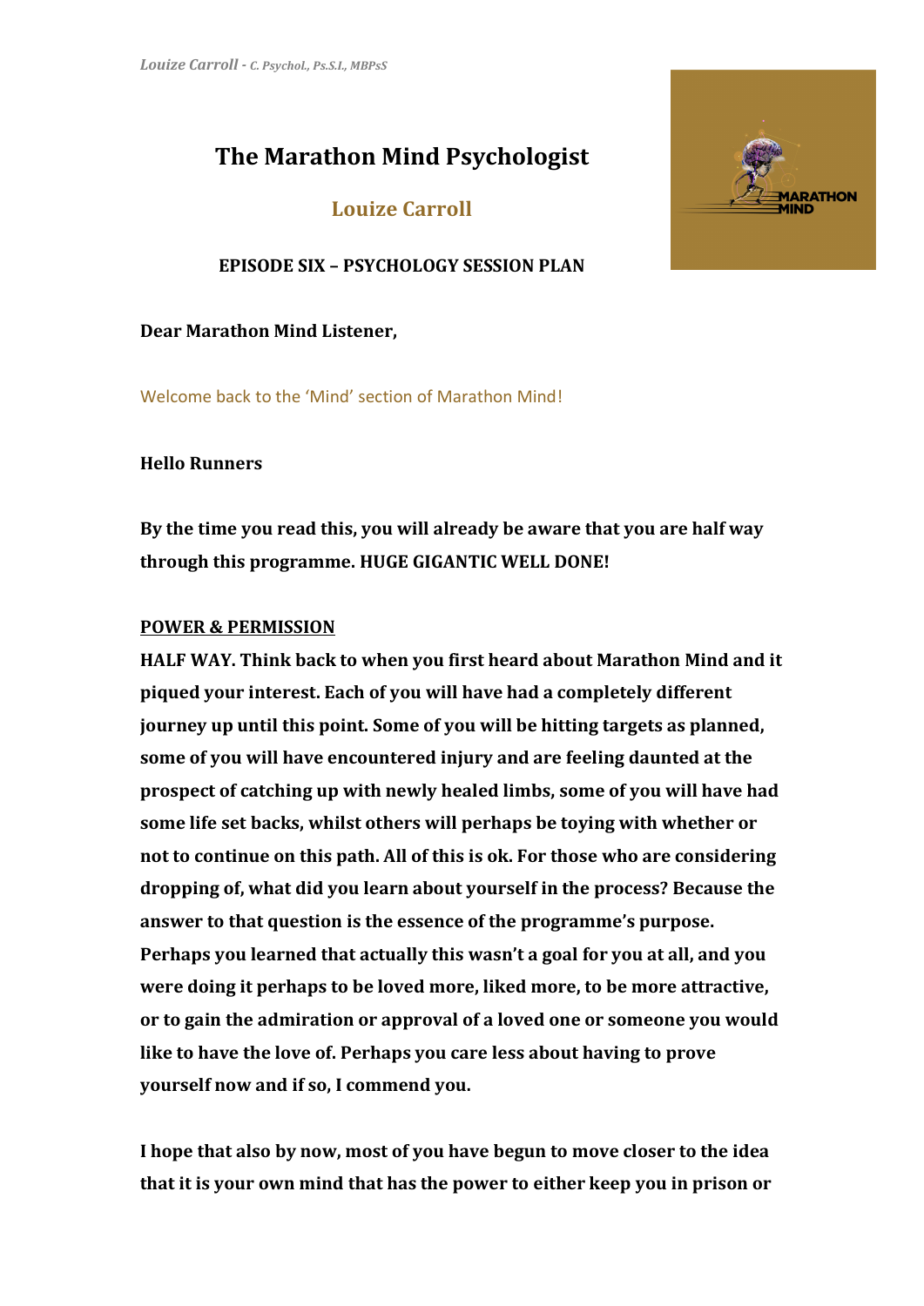# The Marathon Mind Psychologist

## Louize Carroll

### EPISODE SIX – PSYCHOLOGY SESSION PLAN

**Dear Marathon Mind Listener,**

Welcome back to the 'Mind' section of Marathon Mind!

**Hello Runners**

**By the time you read this, you will already be aware that you are half way through this programme. HUGE GIGANTIC WELL DONE!**

**POWER & PERMISSION**

**HALF WAY. Think back to when you first heard about Marathon Mind and it piqued your interest. Each of you will have had a completely different journey up until this point. Some of you will be hitting targets as planned, some of you will have encountered injury and are feeling daunted at the prospect of catching up with newly healed limbs, some of you will have had some life set backs, whilst others will perhaps be toying with whether or not to continue on this path. All of this is ok. For those who are considering dropping of, what did you learn about yourself in the process? Because the answer to that question is the essence of the programme's purpose. Perhaps you learned that actually this wasn't a goal for you at all, and you were doing it perhaps to be loved more, liked more, to be more attractive, or to gain the admiration or approval of a loved one or someone you would like to have the love of. Perhaps you care less about having to prove yourself now and if so, I commend you.**

**I hope that also by now, most of you have begun to move closer to the idea that it is your own mind that has the power to either keep you in prison or**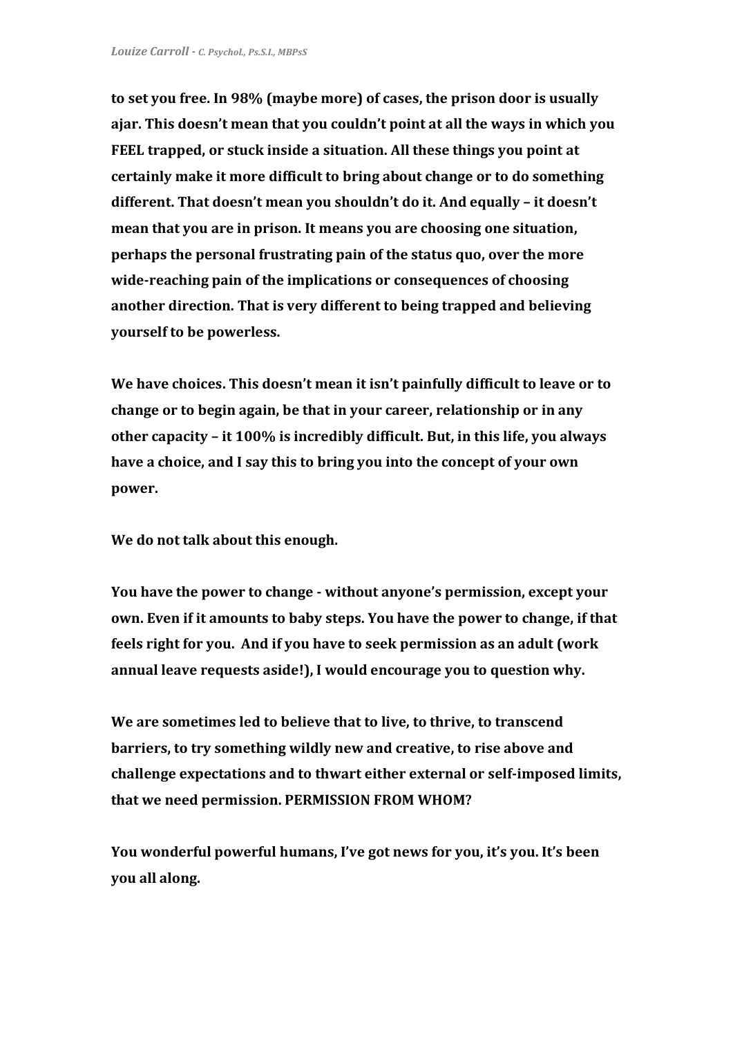**to set you free. In 98% (maybe more) of cases, the prison door is usually ajar. This doesn't mean that you couldn't point at all the ways in which you FEEL trapped, or stuck inside a situation. All these things you point at certainly make it more difficult to bring about change or to do something different. That doesn't mean you shouldn't do it. And equally – it doesn't mean that you are in prison. It means you are choosing one situation, perhaps the personal frustrating pain of the status quo, over the more wide-reaching pain of the implications or consequences of choosing another direction. That is very different to being trapped and believing yourself to be powerless.**

**We have choices. This doesn't mean it isn't painfully difficult to leave or to change or to begin again, be that in your career, relationship or in any other capacity – it 100% is incredibly difficult. But, in this life, you always have a choice, and I say this to bring you into the concept of your own power.**

**We do not talk about this enough.**

**You have the power to change - without anyone's permission, except your own. Even if it amounts to baby steps. You have the power to change, if that feels right for you. And if you have to seek permission as an adult (work annual leave requests aside!), I would encourage you to question why.**

**We are sometimes led to believe that to live, to thrive, to transcend barriers, to try something wildly new and creative, to rise above and challenge expectations and to thwart either external or self-imposed limits, that we need permission. PERMISSION FROM WHOM?**

**You wonderful powerful humans, I've got news for you, it's you. It's been you all along.**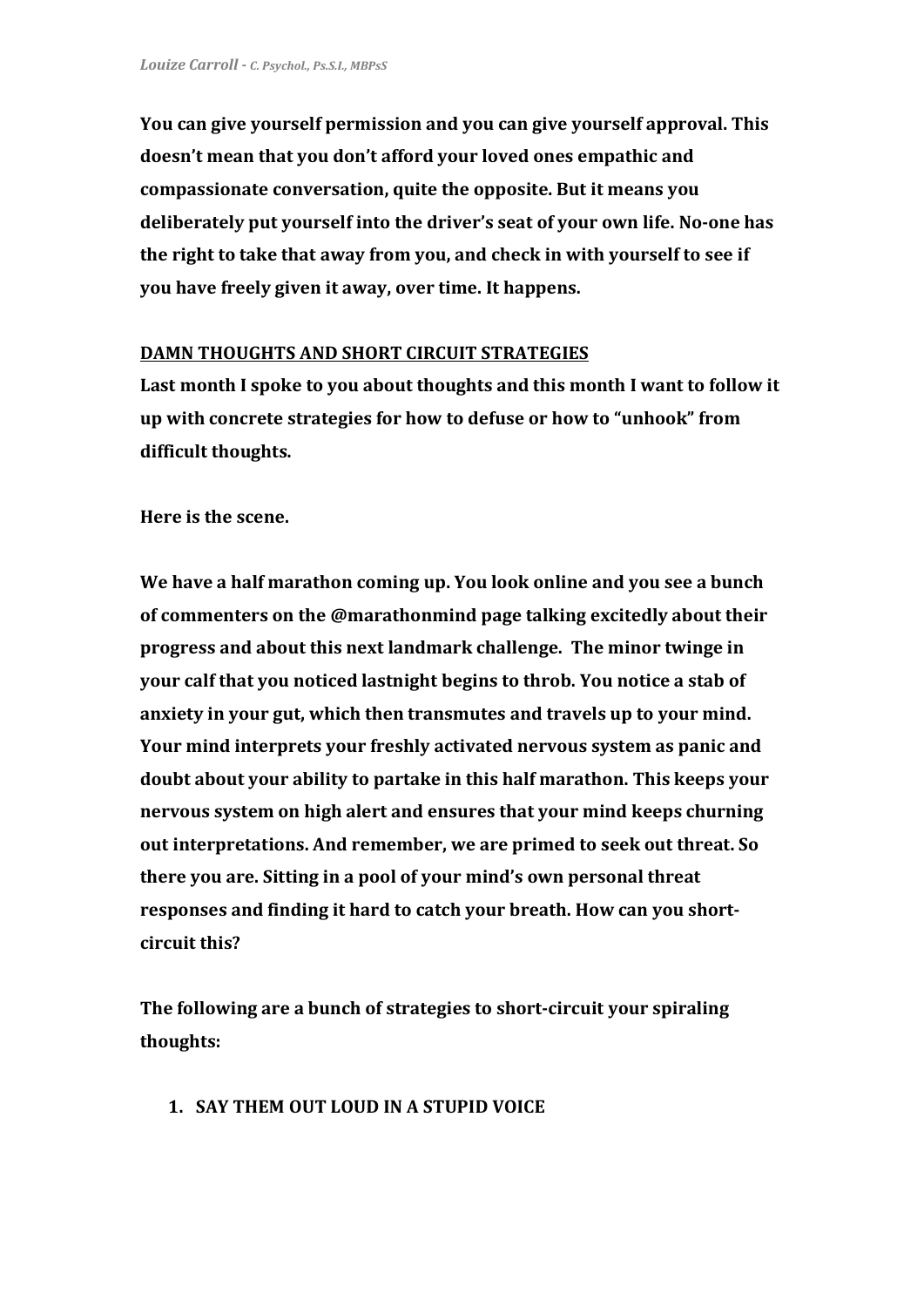**You can give yourself permission and you can give yourself approval. This doesn't mean that you don't afford your loved ones empathic and compassionate conversation, quite the opposite. But it means you deliberately put yourself into the driver's seat of your own life. No-one has the right to take that away from you, and check in with yourself to see if you have freely given it away, over time. It happens.**

## DAMN THOUGHTS AND SHORT CIRCUIT STRATEGIES

**Last month I spoke to you about thoughts and this month I want to follow it up with concrete strategies for how to defuse or how to "unhook" from difficult thoughts.**

**Here is the scene.**

**We have a half marathon coming up. You look online and you see a bunch of commenters on the @marathonmind page talking excitedly about their progress and about this next landmark challenge. The minor twinge in your calf that you noticed lastnight begins to throb. You notice a stab of anxiety in your gut, which then transmutes and travels up to your mind. Your mind interprets your freshly activated nervous system as panic and doubt about your ability to partake in this half marathon. This keeps your nervous system on high alert and ensures that your mind keeps churning out interpretations. And remember, we are primed to seek out threat. So there you are. Sitting in a pool of your mind's own personal threat responses and finding it hard to catch your breath. How can you short-circuit this?**

**The following are a bunch of strategies to short-circuit your spiraling thoughts:**

1. **SAY THEM OUT LOUD IN A STUPID VOICE**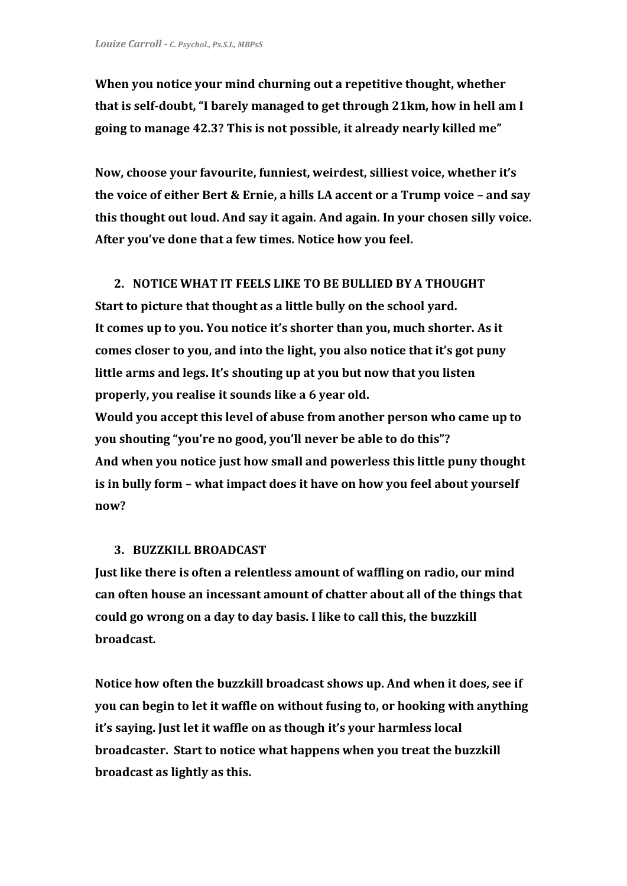**When you notice your mind churning out a repetitive thought, whether that is self-doubt, "I barely managed to get through 21km, how in hell am I going to manage 42.3? This is not possible, it already nearly killed me"**

**Now, choose your favourite, funniest, weirdest, silliest voice, whether it's the voice of either Bert & Ernie, a hills LA accent or a Trump voice – and say this thought out loud. And say it again. And again. In your chosen silly voice. After you've done that a few times. Notice how you feel.**

2. **NOTICE WHAT IT FEELS LIKE TO BE BULLIED BY A THOUGHT**

**Start to picture that thought as a little bully on the school yard.**
**It comes up to you. You notice it's shorter than you, much shorter. As it comes closer to you, and into the light, you also notice that it's got puny little arms and legs. It's shouting up at you but now that you listen properly, you realise it sounds like a 6 year old.**
**Would you accept this level of abuse from another person who came up to you shouting "you're no good, you'll never be able to do this"?**
**And when you notice just how small and powerless this little puny thought is in bully form – what impact does it have on how you feel about yourself now?**

3. **BUZZKILL BROADCAST**

**Just like there is often a relentless amount of waffling on radio, our mind can often house an incessant amount of chatter about all of the things that could go wrong on a day to day basis. I like to call this, the buzzkill broadcast.**

**Notice how often the buzzkill broadcast shows up. And when it does, see if you can begin to let it waffle on without fusing to, or hooking with anything it's saying. Just let it waffle on as though it's your harmless local broadcaster. Start to notice what happens when you treat the buzzkill broadcast as lightly as this.**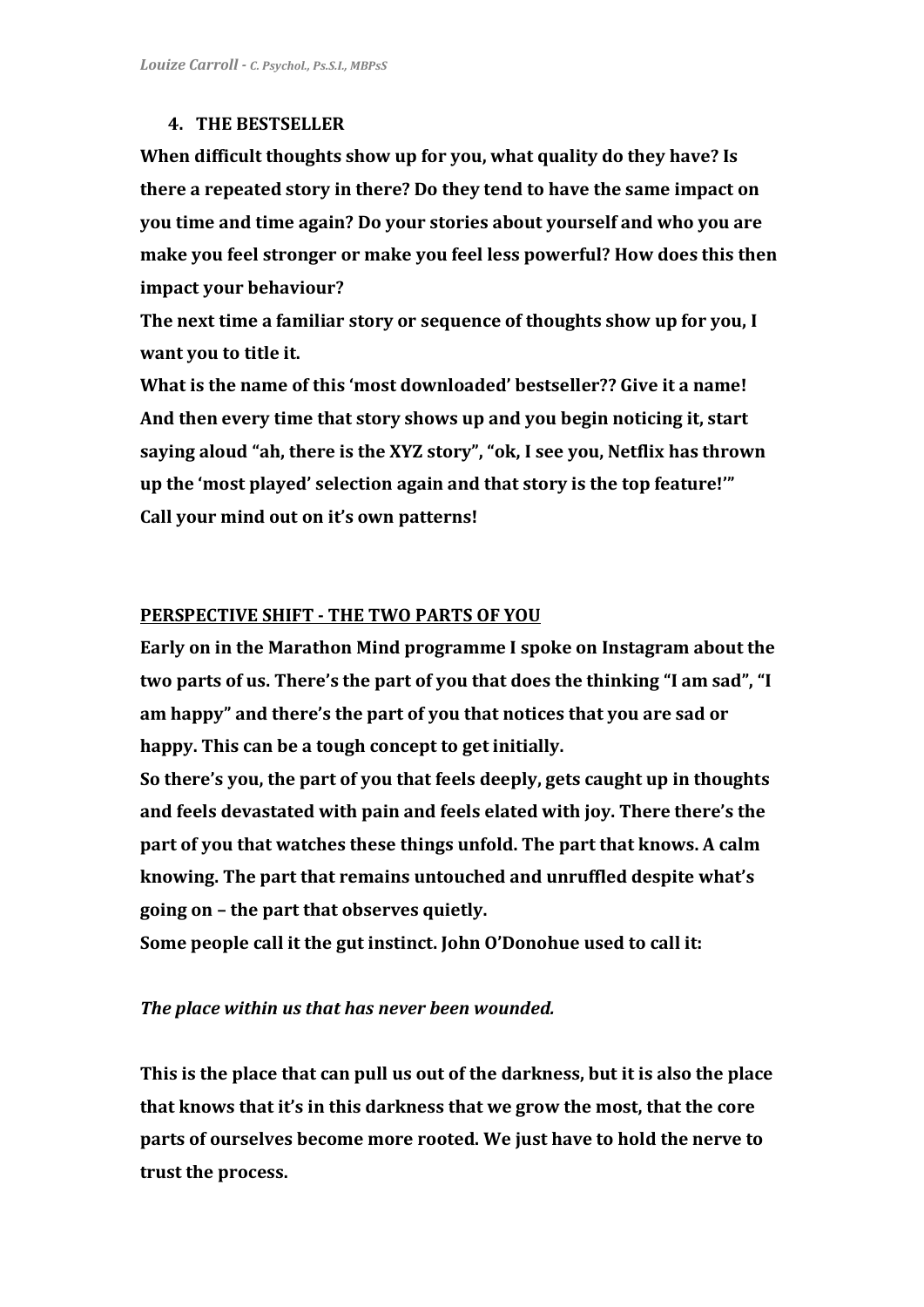## 4. THE BESTSELLER

**When difficult thoughts show up for you, what quality do they have? Is there a repeated story in there? Do they tend to have the same impact on you time and time again? Do your stories about yourself and who you are make you feel stronger or make you feel less powerful? How does this then impact your behaviour?**

**The next time a familiar story or sequence of thoughts show up for you, I want you to title it.**

**What is the name of this 'most downloaded' bestseller?? Give it a name! And then every time that story shows up and you begin noticing it, start saying aloud "ah, there is the XYZ story", "ok, I see you, Netflix has thrown up the 'most played' selection again and that story is the top feature!'" Call your mind out on it's own patterns!**

## PERSPECTIVE SHIFT - THE TWO PARTS OF YOU

**Early on in the Marathon Mind programme I spoke on Instagram about the two parts of us. There's the part of you that does the thinking "I am sad", "I am happy" and there's the part of you that notices that you are sad or happy. This can be a tough concept to get initially.**

**So there's you, the part of you that feels deeply, gets caught up in thoughts and feels devastated with pain and feels elated with joy. There there's the part of you that watches these things unfold. The part that knows. A calm knowing. The part that remains untouched and unruffled despite what's going on – the part that observes quietly.**

**Some people call it the gut instinct. John O'Donohue used to call it:**

***The place within us that has never been wounded.***

**This is the place that can pull us out of the darkness, but it is also the place that knows that it's in this darkness that we grow the most, that the core parts of ourselves become more rooted. We just have to hold the nerve to trust the process.**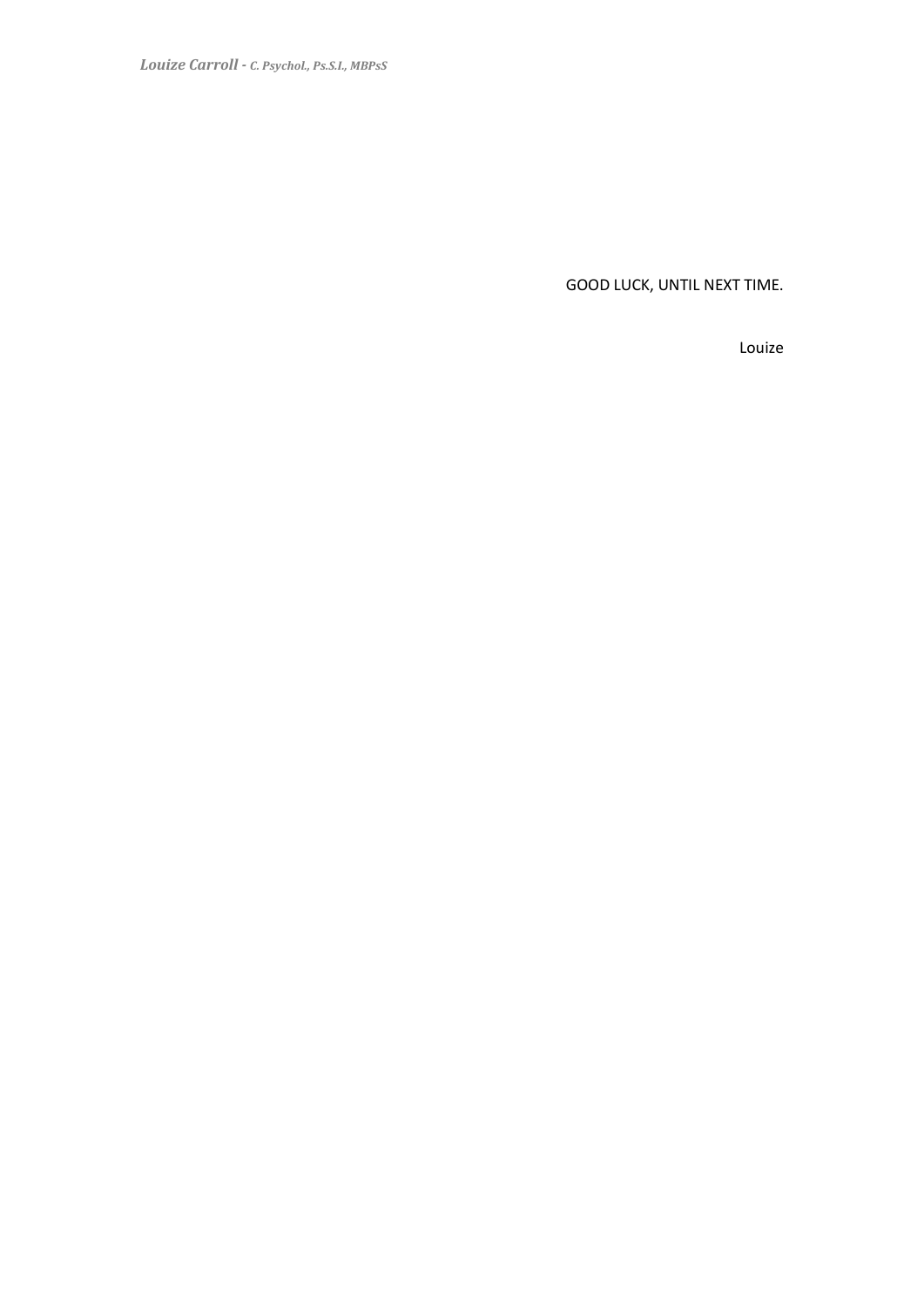GOOD LUCK, UNTIL NEXT TIME.

Louize